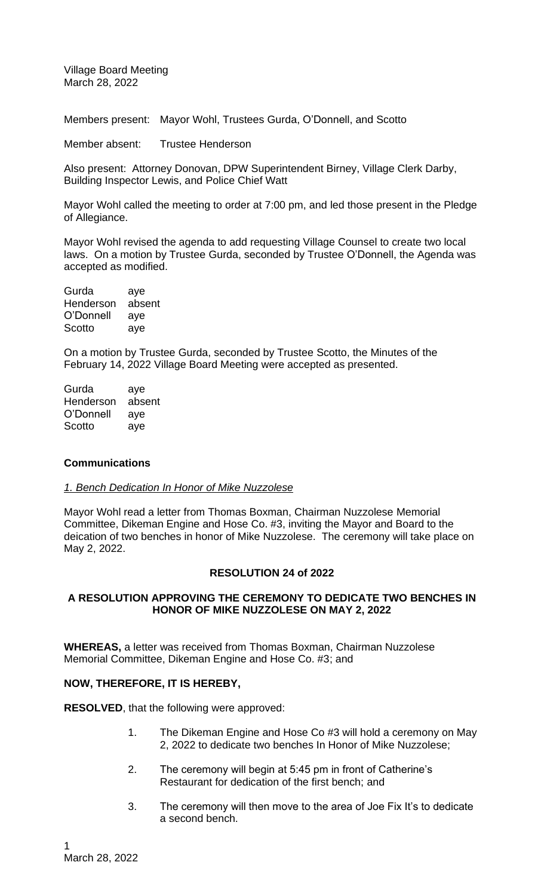Village Board Meeting
March 28, 2022

Members present: Mayor Wohl, Trustees Gurda, O'Donnell, and Scotto

Member absent: Trustee Henderson

Also present: Attorney Donovan, DPW Superintendent Birney, Village Clerk Darby, Building Inspector Lewis, and Police Chief Watt

Mayor Wohl called the meeting to order at 7:00 pm, and led those present in the Pledge of Allegiance.

Mayor Wohl revised the agenda to add requesting Village Counsel to create two local laws. On a motion by Trustee Gurda, seconded by Trustee O'Donnell, the Agenda was accepted as modified.

| | |
|---|---|
| Gurda | aye |
| Henderson | absent |
| O'Donnell | aye |
| Scotto | aye |

On a motion by Trustee Gurda, seconded by Trustee Scotto, the Minutes of the February 14, 2022 Village Board Meeting were accepted as presented.

| | |
|---|---|
| Gurda | aye |
| Henderson | absent |
| O'Donnell | aye |
| Scotto | aye |

**Communications**

*1. Bench Dedication In Honor of Mike Nuzzolese*

Mayor Wohl read a letter from Thomas Boxman, Chairman Nuzzolese Memorial Committee, Dikeman Engine and Hose Co. #3, inviting the Mayor and Board to the deication of two benches in honor of Mike Nuzzolese. The ceremony will take place on May 2, 2022.

**RESOLUTION 24 of 2022**

**A RESOLUTION APPROVING THE CEREMONY TO DEDICATE TWO BENCHES IN HONOR OF MIKE NUZZOLESE ON MAY 2, 2022**

**WHEREAS,** a letter was received from Thomas Boxman, Chairman Nuzzolese Memorial Committee, Dikeman Engine and Hose Co. #3; and

**NOW, THEREFORE, IT IS HEREBY,**

**RESOLVED**, that the following were approved:

1. The Dikeman Engine and Hose Co #3 will hold a ceremony on May 2, 2022 to dedicate two benches In Honor of Mike Nuzzolese;
2. The ceremony will begin at 5:45 pm in front of Catherine's Restaurant for dedication of the first bench; and
3. The ceremony will then move to the area of Joe Fix It's to dedicate a second bench.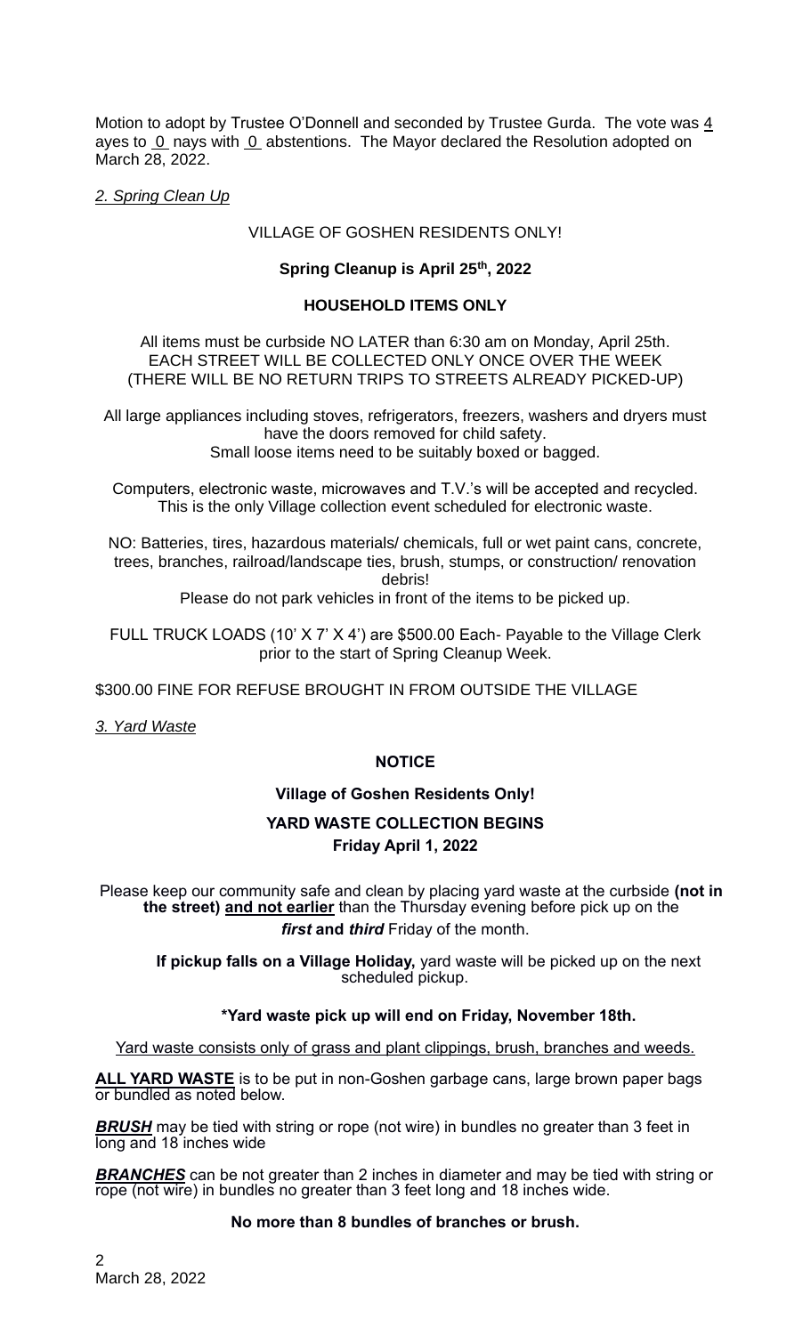Motion to adopt by Trustee O'Donnell and seconded by Trustee Gurda. The vote was 4 ayes to 0 nays with 0 abstentions. The Mayor declared the Resolution adopted on March 28, 2022.

*2. Spring Clean Up*

VILLAGE OF GOSHEN RESIDENTS ONLY!

**Spring Cleanup is April 25th, 2022**

**HOUSEHOLD ITEMS ONLY**

All items must be curbside NO LATER than 6:30 am on Monday, April 25th.
EACH STREET WILL BE COLLECTED ONLY ONCE OVER THE WEEK
(THERE WILL BE NO RETURN TRIPS TO STREETS ALREADY PICKED-UP)

All large appliances including stoves, refrigerators, freezers, washers and dryers must have the doors removed for child safety.
Small loose items need to be suitably boxed or bagged.

Computers, electronic waste, microwaves and T.V.'s will be accepted and recycled.
This is the only Village collection event scheduled for electronic waste.

NO: Batteries, tires, hazardous materials/ chemicals, full or wet paint cans, concrete, trees, branches, railroad/landscape ties, brush, stumps, or construction/ renovation debris!

Please do not park vehicles in front of the items to be picked up.

FULL TRUCK LOADS (10' X 7' X 4') are $500.00 Each- Payable to the Village Clerk prior to the start of Spring Cleanup Week.

$300.00 FINE FOR REFUSE BROUGHT IN FROM OUTSIDE THE VILLAGE

*3. Yard Waste*

**NOTICE**

**Village of Goshen Residents Only!**

**YARD WASTE COLLECTION BEGINS**
**Friday April 1, 2022**

Please keep our community safe and clean by placing yard waste at the curbside **(not in the street) and not earlier** than the Thursday evening before pick up on the ***first*** **and** ***third*** Friday of the month.

**If pickup falls on a Village Holiday,** yard waste will be picked up on the next scheduled pickup.

**\*Yard waste pick up will end on Friday, November 18th.**

Yard waste consists only of grass and plant clippings, brush, branches and weeds.

**ALL YARD WASTE** is to be put in non-Goshen garbage cans, large brown paper bags or bundled as noted below.

***BRUSH*** may be tied with string or rope (not wire) in bundles no greater than 3 feet in long and 18 inches wide

***BRANCHES*** can be not greater than 2 inches in diameter and may be tied with string or rope (not wire) in bundles no greater than 3 feet long and 18 inches wide.

**No more than 8 bundles of branches or brush.**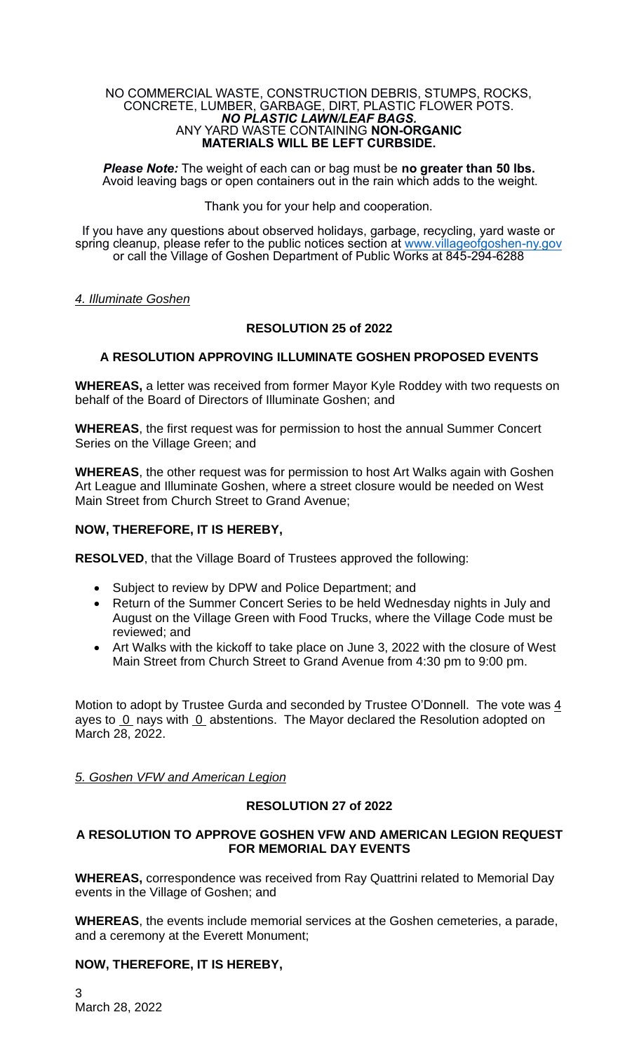NO COMMERCIAL WASTE, CONSTRUCTION DEBRIS, STUMPS, ROCKS, CONCRETE, LUMBER, GARBAGE, DIRT, PLASTIC FLOWER POTS.
***NO PLASTIC LAWN/LEAF BAGS.***
ANY YARD WASTE CONTAINING **NON-ORGANIC MATERIALS WILL BE LEFT CURBSIDE.**

***Please Note:*** The weight of each can or bag must be **no greater than 50 lbs.** Avoid leaving bags or open containers out in the rain which adds to the weight.

Thank you for your help and cooperation.

If you have any questions about observed holidays, garbage, recycling, yard waste or spring cleanup, please refer to the public notices section at www.villageofgoshen-ny.gov or call the Village of Goshen Department of Public Works at 845-294-6288

*4. Illuminate Goshen*

**RESOLUTION 25 of 2022**

**A RESOLUTION APPROVING ILLUMINATE GOSHEN PROPOSED EVENTS**

**WHEREAS,** a letter was received from former Mayor Kyle Roddey with two requests on behalf of the Board of Directors of Illuminate Goshen; and

**WHEREAS**, the first request was for permission to host the annual Summer Concert Series on the Village Green; and

**WHEREAS**, the other request was for permission to host Art Walks again with Goshen Art League and Illuminate Goshen, where a street closure would be needed on West Main Street from Church Street to Grand Avenue;

**NOW, THEREFORE, IT IS HEREBY,**

**RESOLVED**, that the Village Board of Trustees approved the following:

- Subject to review by DPW and Police Department; and
- Return of the Summer Concert Series to be held Wednesday nights in July and August on the Village Green with Food Trucks, where the Village Code must be reviewed; and
- Art Walks with the kickoff to take place on June 3, 2022 with the closure of West Main Street from Church Street to Grand Avenue from 4:30 pm to 9:00 pm.

Motion to adopt by Trustee Gurda and seconded by Trustee O'Donnell. The vote was 4 ayes to 0 nays with 0 abstentions. The Mayor declared the Resolution adopted on March 28, 2022.

*5. Goshen VFW and American Legion*

**RESOLUTION 27 of 2022**

**A RESOLUTION TO APPROVE GOSHEN VFW AND AMERICAN LEGION REQUEST FOR MEMORIAL DAY EVENTS**

**WHEREAS,** correspondence was received from Ray Quattrini related to Memorial Day events in the Village of Goshen; and

**WHEREAS**, the events include memorial services at the Goshen cemeteries, a parade, and a ceremony at the Everett Monument;

**NOW, THEREFORE, IT IS HEREBY,**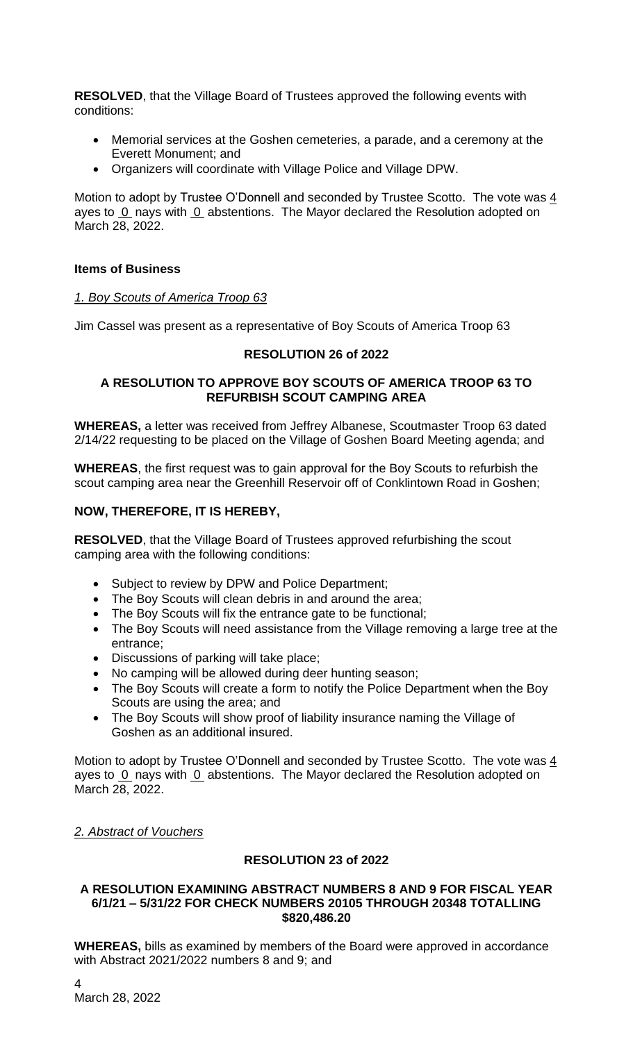**RESOLVED**, that the Village Board of Trustees approved the following events with conditions:

- Memorial services at the Goshen cemeteries, a parade, and a ceremony at the Everett Monument; and
- Organizers will coordinate with Village Police and Village DPW.

Motion to adopt by Trustee O'Donnell and seconded by Trustee Scotto. The vote was 4 ayes to 0 nays with 0 abstentions. The Mayor declared the Resolution adopted on March 28, 2022.

**Items of Business**

*1. Boy Scouts of America Troop 63*

Jim Cassel was present as a representative of Boy Scouts of America Troop 63

**RESOLUTION 26 of 2022**

**A RESOLUTION TO APPROVE BOY SCOUTS OF AMERICA TROOP 63 TO REFURBISH SCOUT CAMPING AREA**

**WHEREAS,** a letter was received from Jeffrey Albanese, Scoutmaster Troop 63 dated 2/14/22 requesting to be placed on the Village of Goshen Board Meeting agenda; and

**WHEREAS**, the first request was to gain approval for the Boy Scouts to refurbish the scout camping area near the Greenhill Reservoir off of Conklintown Road in Goshen;

**NOW, THEREFORE, IT IS HEREBY,**

**RESOLVED**, that the Village Board of Trustees approved refurbishing the scout camping area with the following conditions:

- Subject to review by DPW and Police Department;
- The Boy Scouts will clean debris in and around the area;
- The Boy Scouts will fix the entrance gate to be functional;
- The Boy Scouts will need assistance from the Village removing a large tree at the entrance;
- Discussions of parking will take place;
- No camping will be allowed during deer hunting season;
- The Boy Scouts will create a form to notify the Police Department when the Boy Scouts are using the area; and
- The Boy Scouts will show proof of liability insurance naming the Village of Goshen as an additional insured.

Motion to adopt by Trustee O'Donnell and seconded by Trustee Scotto. The vote was 4 ayes to 0 nays with 0 abstentions. The Mayor declared the Resolution adopted on March 28, 2022.

*2. Abstract of Vouchers*

**RESOLUTION 23 of 2022**

**A RESOLUTION EXAMINING ABSTRACT NUMBERS 8 AND 9 FOR FISCAL YEAR 6/1/21 – 5/31/22 FOR CHECK NUMBERS 20105 THROUGH 20348 TOTALLING $820,486.20**

**WHEREAS,** bills as examined by members of the Board were approved in accordance with Abstract 2021/2022 numbers 8 and 9; and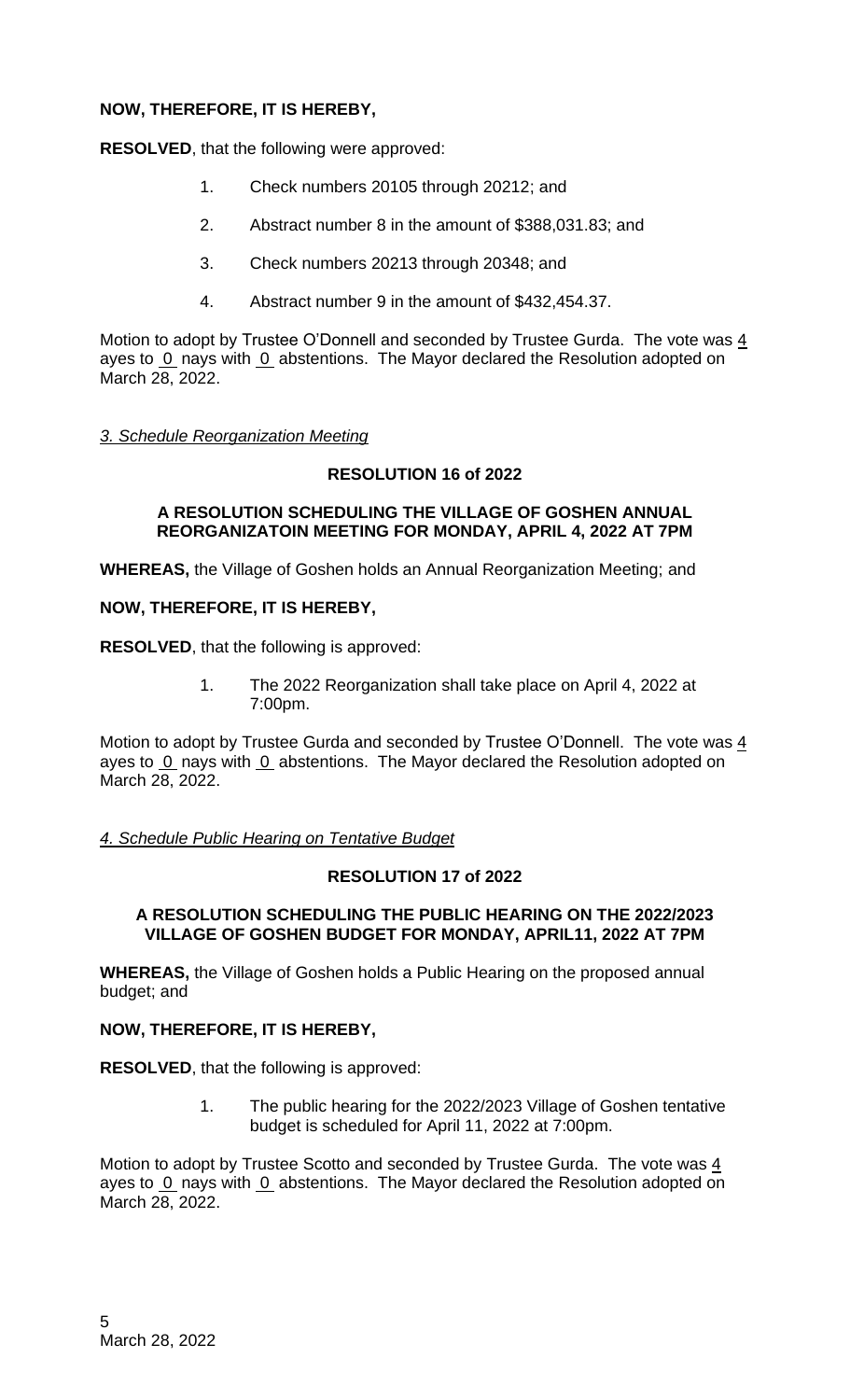**NOW, THEREFORE, IT IS HEREBY,**

**RESOLVED**, that the following were approved:

1. Check numbers 20105 through 20212; and
2. Abstract number 8 in the amount of $388,031.83; and
3. Check numbers 20213 through 20348; and
4. Abstract number 9 in the amount of $432,454.37.

Motion to adopt by Trustee O'Donnell and seconded by Trustee Gurda. The vote was 4 ayes to 0 nays with 0 abstentions. The Mayor declared the Resolution adopted on March 28, 2022.

*3. Schedule Reorganization Meeting*

**RESOLUTION 16 of 2022**

**A RESOLUTION SCHEDULING THE VILLAGE OF GOSHEN ANNUAL REORGANIZATOIN MEETING FOR MONDAY, APRIL 4, 2022 AT 7PM**

**WHEREAS,** the Village of Goshen holds an Annual Reorganization Meeting; and

**NOW, THEREFORE, IT IS HEREBY,**

**RESOLVED**, that the following is approved:

1. The 2022 Reorganization shall take place on April 4, 2022 at 7:00pm.

Motion to adopt by Trustee Gurda and seconded by Trustee O'Donnell. The vote was 4 ayes to 0 nays with 0 abstentions. The Mayor declared the Resolution adopted on March 28, 2022.

*4. Schedule Public Hearing on Tentative Budget*

**RESOLUTION 17 of 2022**

**A RESOLUTION SCHEDULING THE PUBLIC HEARING ON THE 2022/2023 VILLAGE OF GOSHEN BUDGET FOR MONDAY, APRIL11, 2022 AT 7PM**

**WHEREAS,** the Village of Goshen holds a Public Hearing on the proposed annual budget; and

**NOW, THEREFORE, IT IS HEREBY,**

**RESOLVED**, that the following is approved:

1. The public hearing for the 2022/2023 Village of Goshen tentative budget is scheduled for April 11, 2022 at 7:00pm.

Motion to adopt by Trustee Scotto and seconded by Trustee Gurda. The vote was 4 ayes to 0 nays with 0 abstentions. The Mayor declared the Resolution adopted on March 28, 2022.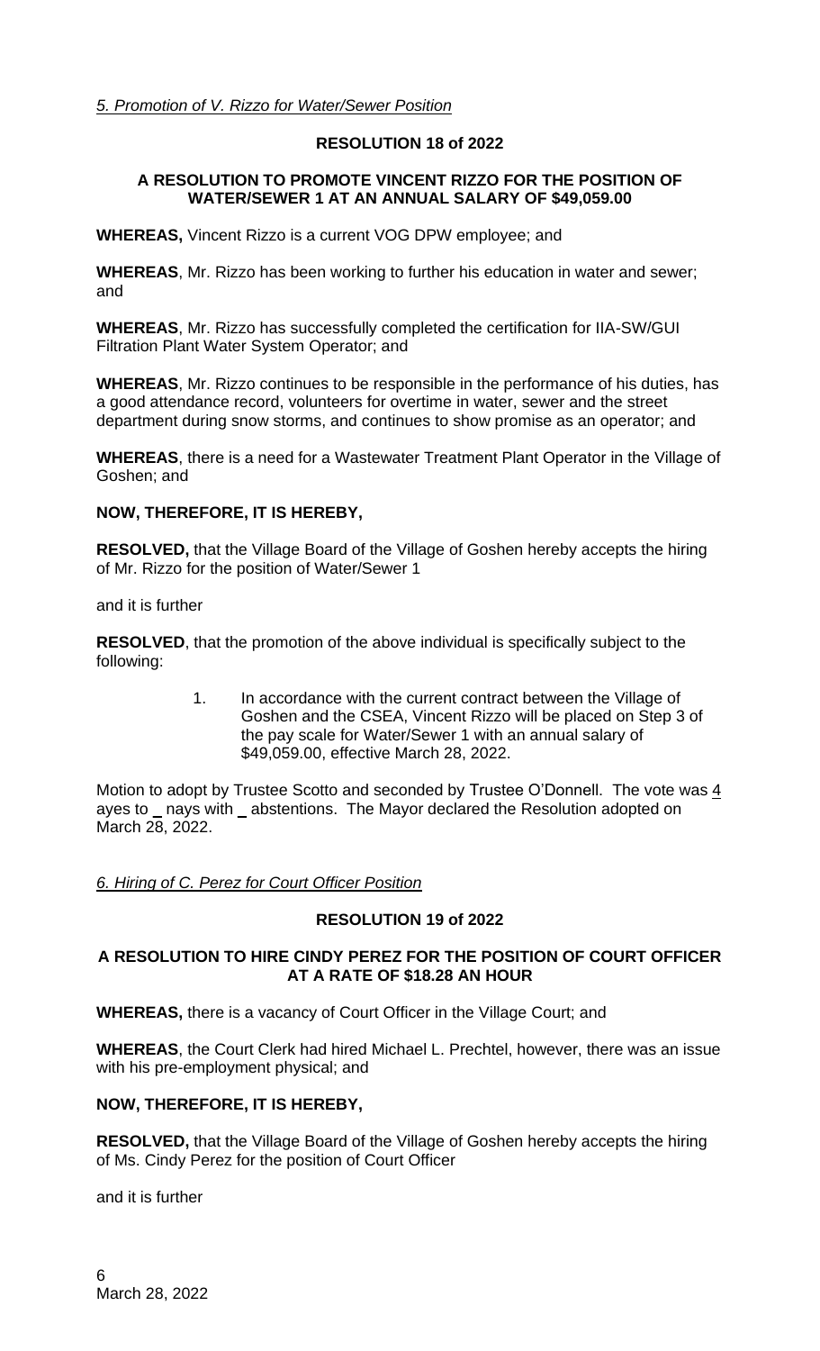*5. Promotion of V. Rizzo for Water/Sewer Position*

**RESOLUTION 18 of 2022**

**A RESOLUTION TO PROMOTE VINCENT RIZZO FOR THE POSITION OF WATER/SEWER 1 AT AN ANNUAL SALARY OF $49,059.00**

**WHEREAS,** Vincent Rizzo is a current VOG DPW employee; and

**WHEREAS**, Mr. Rizzo has been working to further his education in water and sewer; and

**WHEREAS**, Mr. Rizzo has successfully completed the certification for IIA-SW/GUI Filtration Plant Water System Operator; and

**WHEREAS**, Mr. Rizzo continues to be responsible in the performance of his duties, has a good attendance record, volunteers for overtime in water, sewer and the street department during snow storms, and continues to show promise as an operator; and

**WHEREAS**, there is a need for a Wastewater Treatment Plant Operator in the Village of Goshen; and

**NOW, THEREFORE, IT IS HEREBY,**

**RESOLVED,** that the Village Board of the Village of Goshen hereby accepts the hiring of Mr. Rizzo for the position of Water/Sewer 1

and it is further

**RESOLVED**, that the promotion of the above individual is specifically subject to the following:

1. In accordance with the current contract between the Village of Goshen and the CSEA, Vincent Rizzo will be placed on Step 3 of the pay scale for Water/Sewer 1 with an annual salary of $49,059.00, effective March 28, 2022.

Motion to adopt by Trustee Scotto and seconded by Trustee O'Donnell. The vote was 4 ayes to _ nays with _ abstentions. The Mayor declared the Resolution adopted on March 28, 2022.

*6. Hiring of C. Perez for Court Officer Position*

**RESOLUTION 19 of 2022**

**A RESOLUTION TO HIRE CINDY PEREZ FOR THE POSITION OF COURT OFFICER AT A RATE OF $18.28 AN HOUR**

**WHEREAS,** there is a vacancy of Court Officer in the Village Court; and

**WHEREAS**, the Court Clerk had hired Michael L. Prechtel, however, there was an issue with his pre-employment physical; and

**NOW, THEREFORE, IT IS HEREBY,**

**RESOLVED,** that the Village Board of the Village of Goshen hereby accepts the hiring of Ms. Cindy Perez for the position of Court Officer

and it is further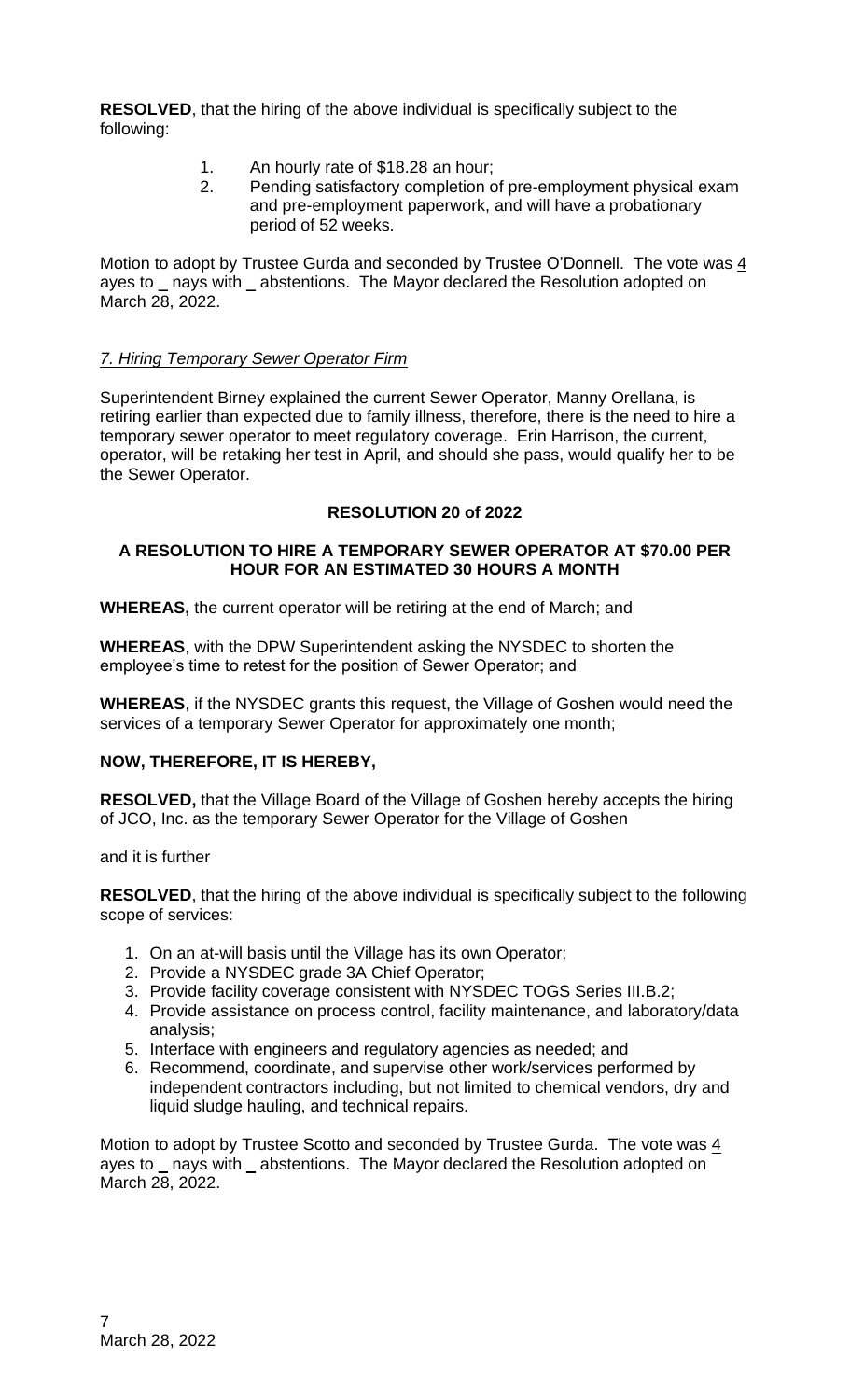**RESOLVED**, that the hiring of the above individual is specifically subject to the following:

1. An hourly rate of $18.28 an hour;
2. Pending satisfactory completion of pre-employment physical exam and pre-employment paperwork, and will have a probationary period of 52 weeks.

Motion to adopt by Trustee Gurda and seconded by Trustee O'Donnell. The vote was 4 ayes to _ nays with _ abstentions. The Mayor declared the Resolution adopted on March 28, 2022.

*7. Hiring Temporary Sewer Operator Firm*

Superintendent Birney explained the current Sewer Operator, Manny Orellana, is retiring earlier than expected due to family illness, therefore, there is the need to hire a temporary sewer operator to meet regulatory coverage. Erin Harrison, the current, operator, will be retaking her test in April, and should she pass, would qualify her to be the Sewer Operator.

**RESOLUTION 20 of 2022**

**A RESOLUTION TO HIRE A TEMPORARY SEWER OPERATOR AT $70.00 PER HOUR FOR AN ESTIMATED 30 HOURS A MONTH**

**WHEREAS,** the current operator will be retiring at the end of March; and

**WHEREAS**, with the DPW Superintendent asking the NYSDEC to shorten the employee's time to retest for the position of Sewer Operator; and

**WHEREAS**, if the NYSDEC grants this request, the Village of Goshen would need the services of a temporary Sewer Operator for approximately one month;

**NOW, THEREFORE, IT IS HEREBY,**

**RESOLVED,** that the Village Board of the Village of Goshen hereby accepts the hiring of JCO, Inc. as the temporary Sewer Operator for the Village of Goshen

and it is further

**RESOLVED**, that the hiring of the above individual is specifically subject to the following scope of services:

1. On an at-will basis until the Village has its own Operator;
2. Provide a NYSDEC grade 3A Chief Operator;
3. Provide facility coverage consistent with NYSDEC TOGS Series III.B.2;
4. Provide assistance on process control, facility maintenance, and laboratory/data analysis;
5. Interface with engineers and regulatory agencies as needed; and
6. Recommend, coordinate, and supervise other work/services performed by independent contractors including, but not limited to chemical vendors, dry and liquid sludge hauling, and technical repairs.

Motion to adopt by Trustee Scotto and seconded by Trustee Gurda. The vote was 4 ayes to _ nays with _ abstentions. The Mayor declared the Resolution adopted on March 28, 2022.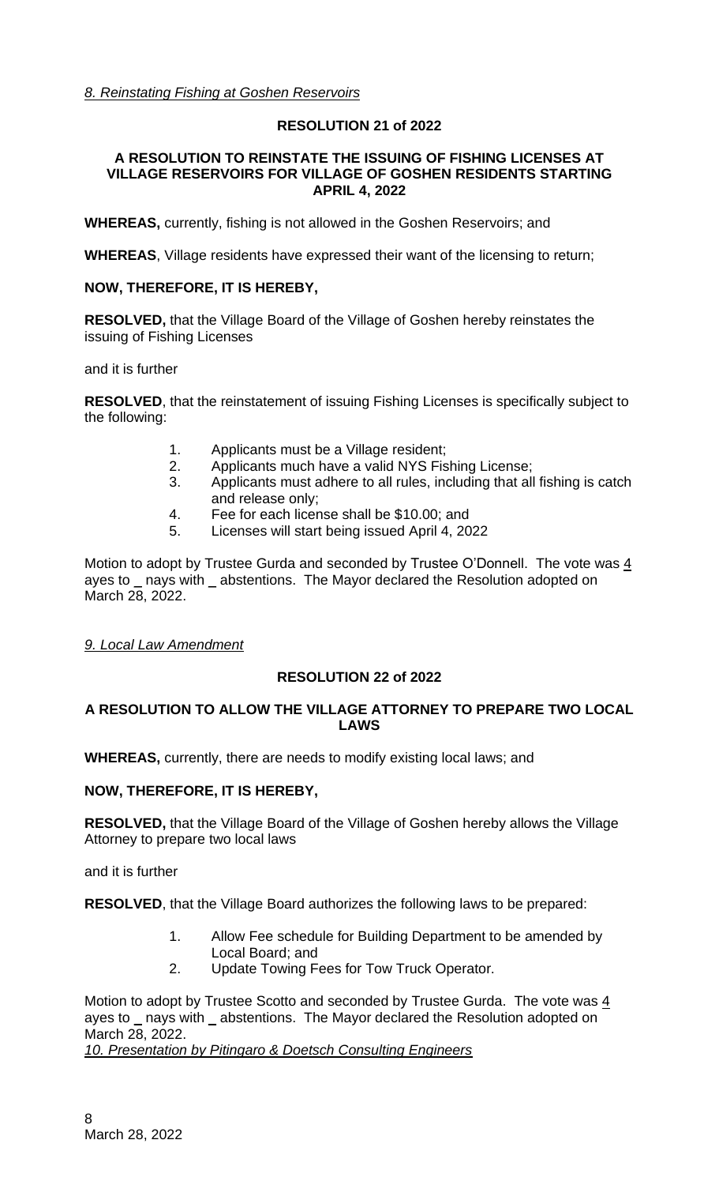*8. Reinstating Fishing at Goshen Reservoirs*

**RESOLUTION 21 of 2022**

**A RESOLUTION TO REINSTATE THE ISSUING OF FISHING LICENSES AT VILLAGE RESERVOIRS FOR VILLAGE OF GOSHEN RESIDENTS STARTING APRIL 4, 2022**

**WHEREAS,** currently, fishing is not allowed in the Goshen Reservoirs; and

**WHEREAS**, Village residents have expressed their want of the licensing to return;

**NOW, THEREFORE, IT IS HEREBY,**

**RESOLVED,** that the Village Board of the Village of Goshen hereby reinstates the issuing of Fishing Licenses

and it is further

**RESOLVED**, that the reinstatement of issuing Fishing Licenses is specifically subject to the following:

1. Applicants must be a Village resident;
2. Applicants much have a valid NYS Fishing License;
3. Applicants must adhere to all rules, including that all fishing is catch and release only;
4. Fee for each license shall be $10.00; and
5. Licenses will start being issued April 4, 2022

Motion to adopt by Trustee Gurda and seconded by Trustee O'Donnell. The vote was 4 ayes to _ nays with _ abstentions. The Mayor declared the Resolution adopted on March 28, 2022.

*9. Local Law Amendment*

**RESOLUTION 22 of 2022**

**A RESOLUTION TO ALLOW THE VILLAGE ATTORNEY TO PREPARE TWO LOCAL LAWS**

**WHEREAS,** currently, there are needs to modify existing local laws; and

**NOW, THEREFORE, IT IS HEREBY,**

**RESOLVED,** that the Village Board of the Village of Goshen hereby allows the Village Attorney to prepare two local laws

and it is further

**RESOLVED**, that the Village Board authorizes the following laws to be prepared:

1. Allow Fee schedule for Building Department to be amended by Local Board; and
2. Update Towing Fees for Tow Truck Operator.

Motion to adopt by Trustee Scotto and seconded by Trustee Gurda. The vote was 4 ayes to _ nays with _ abstentions. The Mayor declared the Resolution adopted on March 28, 2022.

*10. Presentation by Pitingaro & Doetsch Consulting Engineers*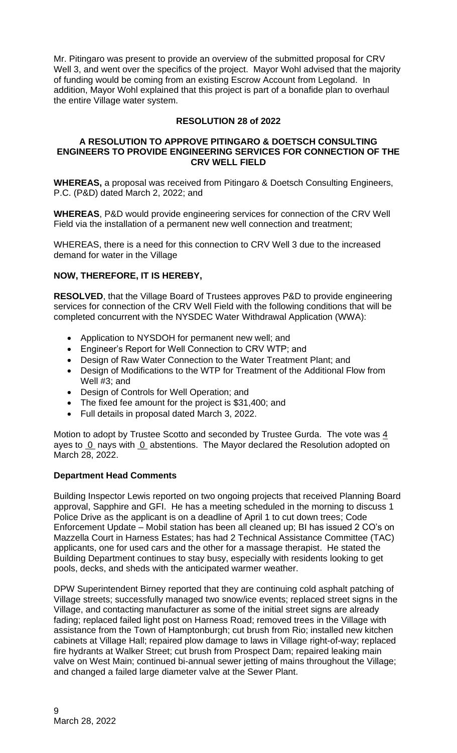Mr. Pitingaro was present to provide an overview of the submitted proposal for CRV Well 3, and went over the specifics of the project. Mayor Wohl advised that the majority of funding would be coming from an existing Escrow Account from Legoland. In addition, Mayor Wohl explained that this project is part of a bonafide plan to overhaul the entire Village water system.

**RESOLUTION 28 of 2022**

**A RESOLUTION TO APPROVE PITINGARO & DOETSCH CONSULTING ENGINEERS TO PROVIDE ENGINEERING SERVICES FOR CONNECTION OF THE CRV WELL FIELD**

**WHEREAS,** a proposal was received from Pitingaro & Doetsch Consulting Engineers, P.C. (P&D) dated March 2, 2022; and

**WHEREAS**, P&D would provide engineering services for connection of the CRV Well Field via the installation of a permanent new well connection and treatment;

WHEREAS, there is a need for this connection to CRV Well 3 due to the increased demand for water in the Village

**NOW, THEREFORE, IT IS HEREBY,**

**RESOLVED**, that the Village Board of Trustees approves P&D to provide engineering services for connection of the CRV Well Field with the following conditions that will be completed concurrent with the NYSDEC Water Withdrawal Application (WWA):

- Application to NYSDOH for permanent new well; and
- Engineer's Report for Well Connection to CRV WTP; and
- Design of Raw Water Connection to the Water Treatment Plant; and
- Design of Modifications to the WTP for Treatment of the Additional Flow from Well #3; and
- Design of Controls for Well Operation; and
- The fixed fee amount for the project is $31,400; and
- Full details in proposal dated March 3, 2022.

Motion to adopt by Trustee Scotto and seconded by Trustee Gurda. The vote was 4 ayes to 0 nays with 0 abstentions. The Mayor declared the Resolution adopted on March 28, 2022.

**Department Head Comments**

Building Inspector Lewis reported on two ongoing projects that received Planning Board approval, Sapphire and GFI. He has a meeting scheduled in the morning to discuss 1 Police Drive as the applicant is on a deadline of April 1 to cut down trees; Code Enforcement Update – Mobil station has been all cleaned up; BI has issued 2 CO's on Mazzella Court in Harness Estates; has had 2 Technical Assistance Committee (TAC) applicants, one for used cars and the other for a massage therapist. He stated the Building Department continues to stay busy, especially with residents looking to get pools, decks, and sheds with the anticipated warmer weather.

DPW Superintendent Birney reported that they are continuing cold asphalt patching of Village streets; successfully managed two snow/ice events; replaced street signs in the Village, and contacting manufacturer as some of the initial street signs are already fading; replaced failed light post on Harness Road; removed trees in the Village with assistance from the Town of Hamptonburgh; cut brush from Rio; installed new kitchen cabinets at Village Hall; repaired plow damage to laws in Village right-of-way; replaced fire hydrants at Walker Street; cut brush from Prospect Dam; repaired leaking main valve on West Main; continued bi-annual sewer jetting of mains throughout the Village; and changed a failed large diameter valve at the Sewer Plant.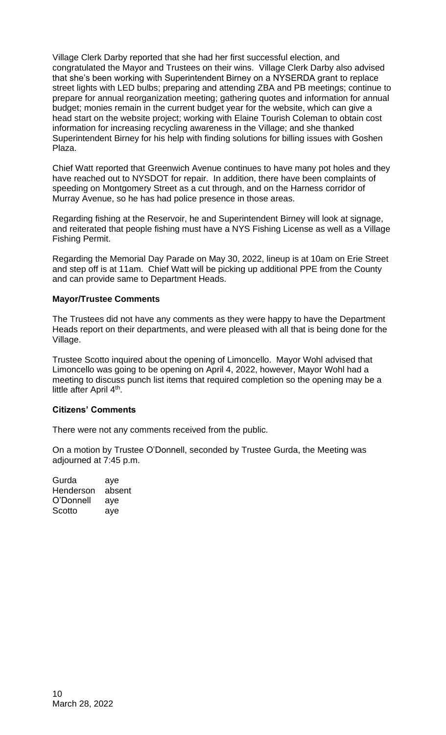Village Clerk Darby reported that she had her first successful election, and congratulated the Mayor and Trustees on their wins. Village Clerk Darby also advised that she's been working with Superintendent Birney on a NYSERDA grant to replace street lights with LED bulbs; preparing and attending ZBA and PB meetings; continue to prepare for annual reorganization meeting; gathering quotes and information for annual budget; monies remain in the current budget year for the website, which can give a head start on the website project; working with Elaine Tourish Coleman to obtain cost information for increasing recycling awareness in the Village; and she thanked Superintendent Birney for his help with finding solutions for billing issues with Goshen Plaza.

Chief Watt reported that Greenwich Avenue continues to have many pot holes and they have reached out to NYSDOT for repair. In addition, there have been complaints of speeding on Montgomery Street as a cut through, and on the Harness corridor of Murray Avenue, so he has had police presence in those areas.

Regarding fishing at the Reservoir, he and Superintendent Birney will look at signage, and reiterated that people fishing must have a NYS Fishing License as well as a Village Fishing Permit.

Regarding the Memorial Day Parade on May 30, 2022, lineup is at 10am on Erie Street and step off is at 11am. Chief Watt will be picking up additional PPE from the County and can provide same to Department Heads.

**Mayor/Trustee Comments**

The Trustees did not have any comments as they were happy to have the Department Heads report on their departments, and were pleased with all that is being done for the Village.

Trustee Scotto inquired about the opening of Limoncello. Mayor Wohl advised that Limoncello was going to be opening on April 4, 2022, however, Mayor Wohl had a meeting to discuss punch list items that required completion so the opening may be a little after April 4th.

**Citizens' Comments**

There were not any comments received from the public.

On a motion by Trustee O'Donnell, seconded by Trustee Gurda, the Meeting was adjourned at 7:45 p.m.

| | |
|---|---|
| Gurda | aye |
| Henderson | absent |
| O'Donnell | aye |
| Scotto | aye |

March 28, 2022